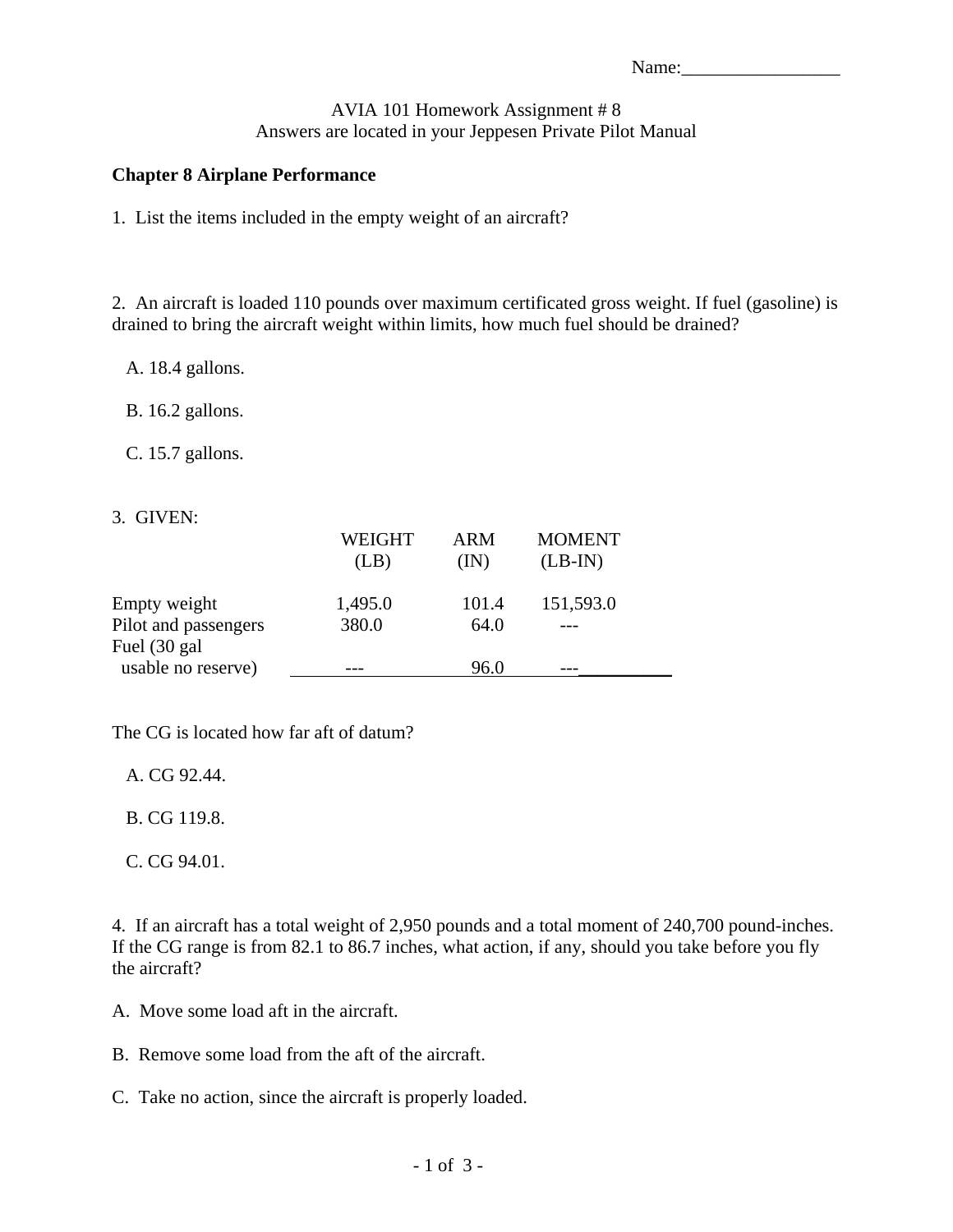Name:_________________

AVIA 101 Homework Assignment # 8
Answers are located in your Jeppesen Private Pilot Manual

**Chapter 8 Airplane Performance**

1. List the items included in the empty weight of an aircraft?

2. An aircraft is loaded 110 pounds over maximum certificated gross weight. If fuel (gasoline) is drained to bring the aircraft weight within limits, how much fuel should be drained?

A. 18.4 gallons.

B. 16.2 gallons.

C. 15.7 gallons.

3. GIVEN:

| | WEIGHT (LB) | ARM (IN) | MOMENT (LB-IN) |
|---|---|---|---|
| Empty weight | 1,495.0 | 101.4 | 151,593.0 |
| Pilot and passengers | 380.0 | 64.0 | --- |
| Fuel (30 gal usable no reserve) | --- | 96.0 | --- |

The CG is located how far aft of datum?

A. CG 92.44.

B. CG 119.8.

C. CG 94.01.

4. If an aircraft has a total weight of 2,950 pounds and a total moment of 240,700 pound-inches. If the CG range is from 82.1 to 86.7 inches, what action, if any, should you take before you fly the aircraft?

A. Move some load aft in the aircraft.

B. Remove some load from the aft of the aircraft.

C. Take no action, since the aircraft is properly loaded.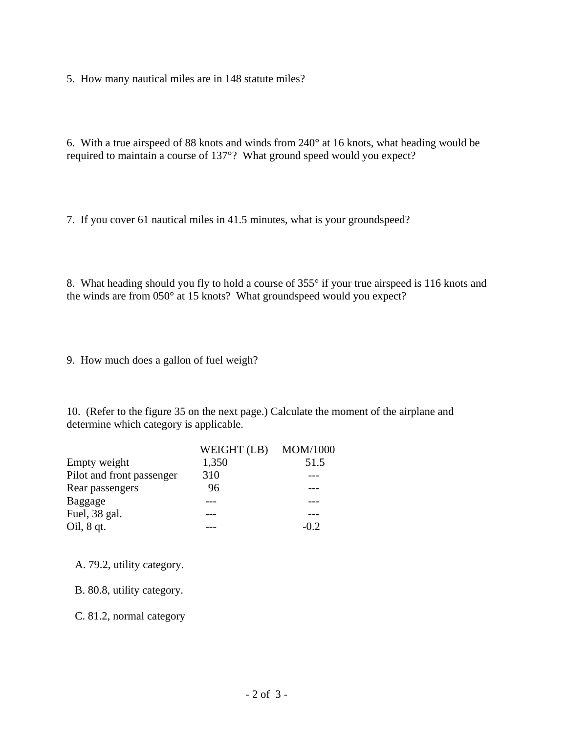5. How many nautical miles are in 148 statute miles?

6. With a true airspeed of 88 knots and winds from 240° at 16 knots, what heading would be required to maintain a course of 137°? What ground speed would you expect?

7. If you cover 61 nautical miles in 41.5 minutes, what is your groundspeed?

8. What heading should you fly to hold a course of 355° if your true airspeed is 116 knots and the winds are from 050° at 15 knots? What groundspeed would you expect?

9. How much does a gallon of fuel weigh?

10. (Refer to the figure 35 on the next page.) Calculate the moment of the airplane and determine which category is applicable.

| | WEIGHT (LB) | MOM/1000 |
|---|---|---|
| Empty weight | 1,350 | 51.5 |
| Pilot and front passenger | 310 | --- |
| Rear passengers | 96 | --- |
| Baggage | --- | --- |
| Fuel, 38 gal. | --- | --- |
| Oil, 8 qt. | --- | -0.2 |

A. 79.2, utility category.

B. 80.8, utility category.

C. 81.2, normal category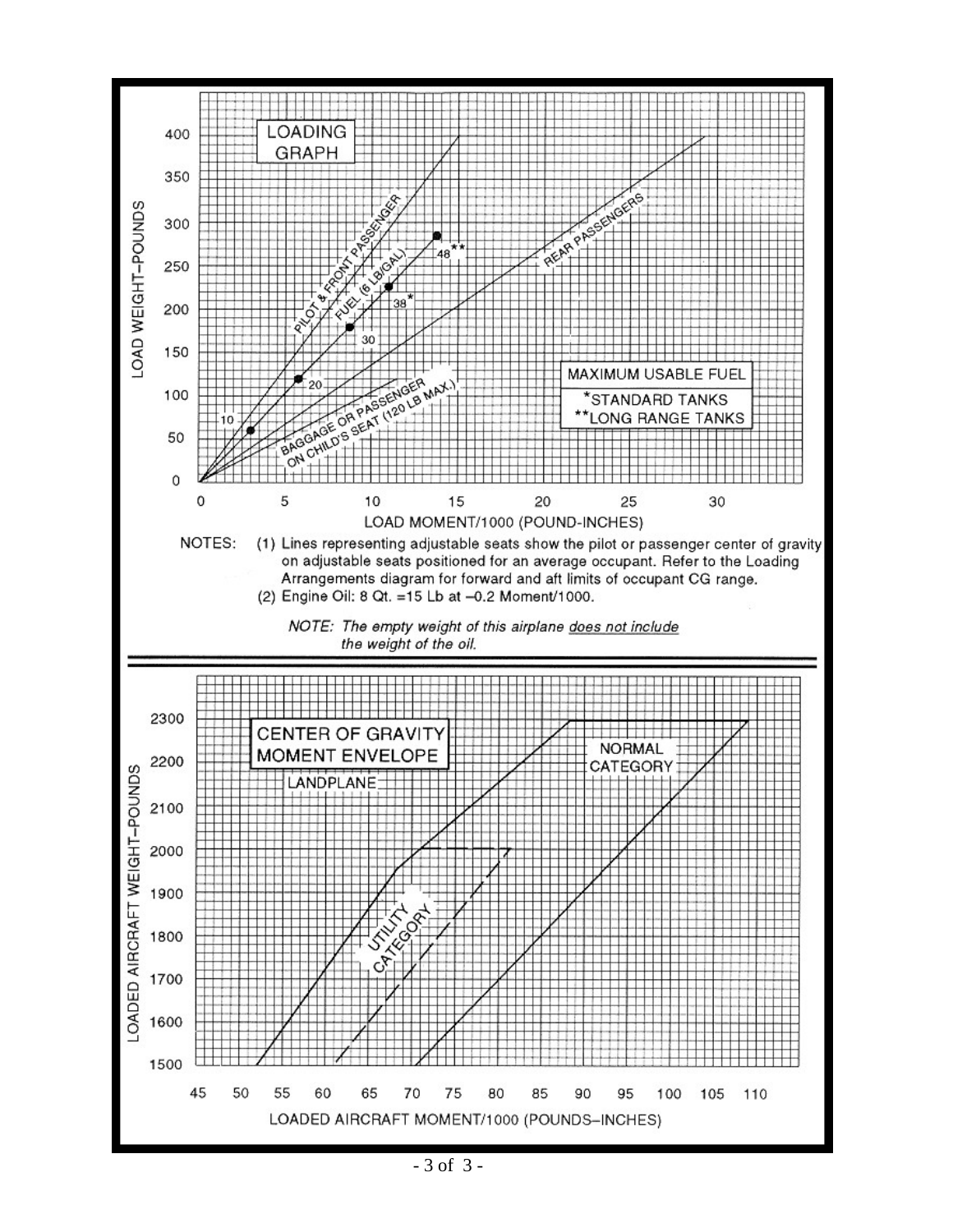LOADING GRAPH

400
350
300
250
200
150
100
50
0

LOAD WEIGHT–POUNDS

0
5
10
15
20
25
30

LOAD MOMENT/1000 (POUND-INCHES)

PILOT & FRONT PASSENGER

FUEL (6 LB/GAL)

REAR PASSENGERS

BAGGAGE OR PASSENGER ON CHILD'S SEAT (120 LB MAX.)

10
20
30
38*
48**

MAXIMUM USABLE FUEL

*STANDARD TANKS

**LONG RANGE TANKS

NOTES:

(1) Lines representing adjustable seats show the pilot or passenger center of gravity on adjustable seats positioned for an average occupant. Refer to the Loading Arrangements diagram for forward and aft limits of occupant CG range.

(2) Engine Oil: 8 Qt. =15 Lb at –0.2 Moment/1000.

*NOTE: The empty weight of this airplane does not include the weight of the oil.*

CENTER OF GRAVITY MOMENT ENVELOPE

LANDPLANE

NORMAL CATEGORY

UTILITY CATEGORY

2300
2200
2100
2000
1900
1800
1700
1600
1500

LOADED AIRCRAFT WEIGHT–POUNDS

45
50
55
60
65
70
75
80
85
90
95
100
105
110

LOADED AIRCRAFT MOMENT/1000 (POUNDS–INCHES)